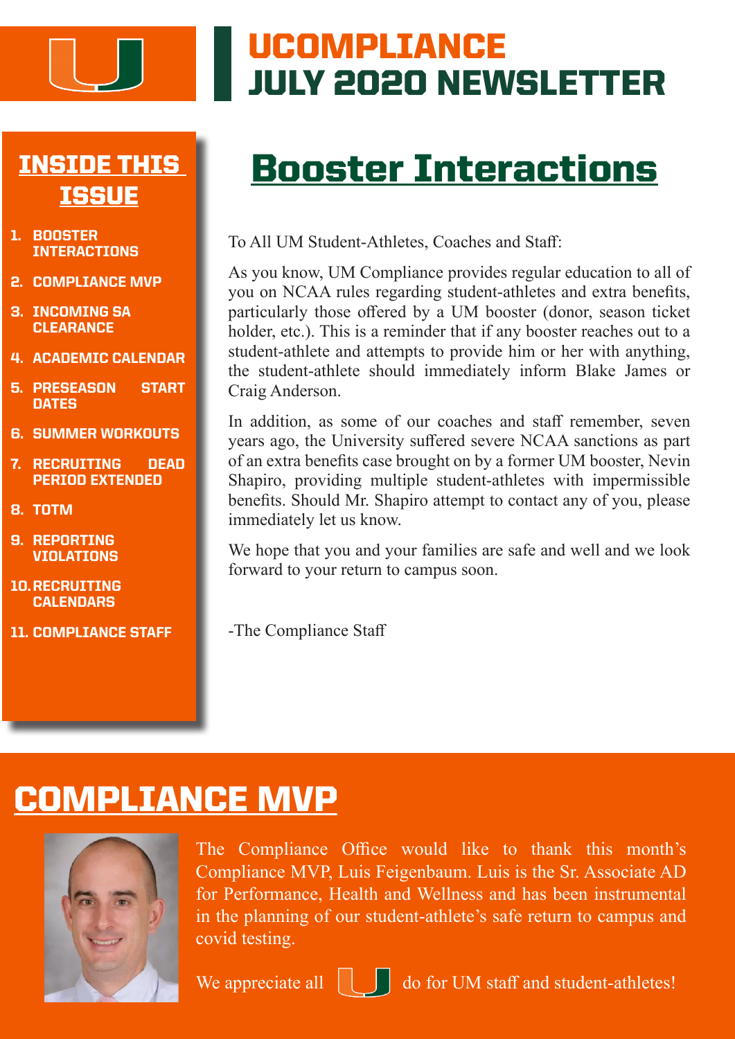# UCOMPLIANCE JULY 2020 NEWSLETTER

## INSIDE THIS ISSUE

1. BOOSTER INTERACTIONS
2. COMPLIANCE MVP
3. INCOMING SA CLEARANCE
4. ACADEMIC CALENDAR
5. PRESEASON START DATES
6. SUMMER WORKOUTS
7. RECRUITING DEAD PERIOD EXTENDED
8. TOTM
9. REPORTING VIOLATIONS
10. RECRUITING CALENDARS
11. COMPLIANCE STAFF

## Booster Interactions

To All UM Student-Athletes, Coaches and Staff:

As you know, UM Compliance provides regular education to all of you on NCAA rules regarding student-athletes and extra benefits, particularly those offered by a UM booster (donor, season ticket holder, etc.). This is a reminder that if any booster reaches out to a student-athlete and attempts to provide him or her with anything, the student-athlete should immediately inform Blake James or Craig Anderson.

In addition, as some of our coaches and staff remember, seven years ago, the University suffered severe NCAA sanctions as part of an extra benefits case brought on by a former UM booster, Nevin Shapiro, providing multiple student-athletes with impermissible benefits. Should Mr. Shapiro attempt to contact any of you, please immediately let us know.

We hope that you and your families are safe and well and we look forward to your return to campus soon.

-The Compliance Staff

## COMPLIANCE MVP

The Compliance Office would like to thank this month's Compliance MVP, Luis Feigenbaum. Luis is the Sr. Associate AD for Performance, Health and Wellness and has been instrumental in the planning of our student-athlete's safe return to campus and covid testing.

We appreciate all U do for UM staff and student-athletes!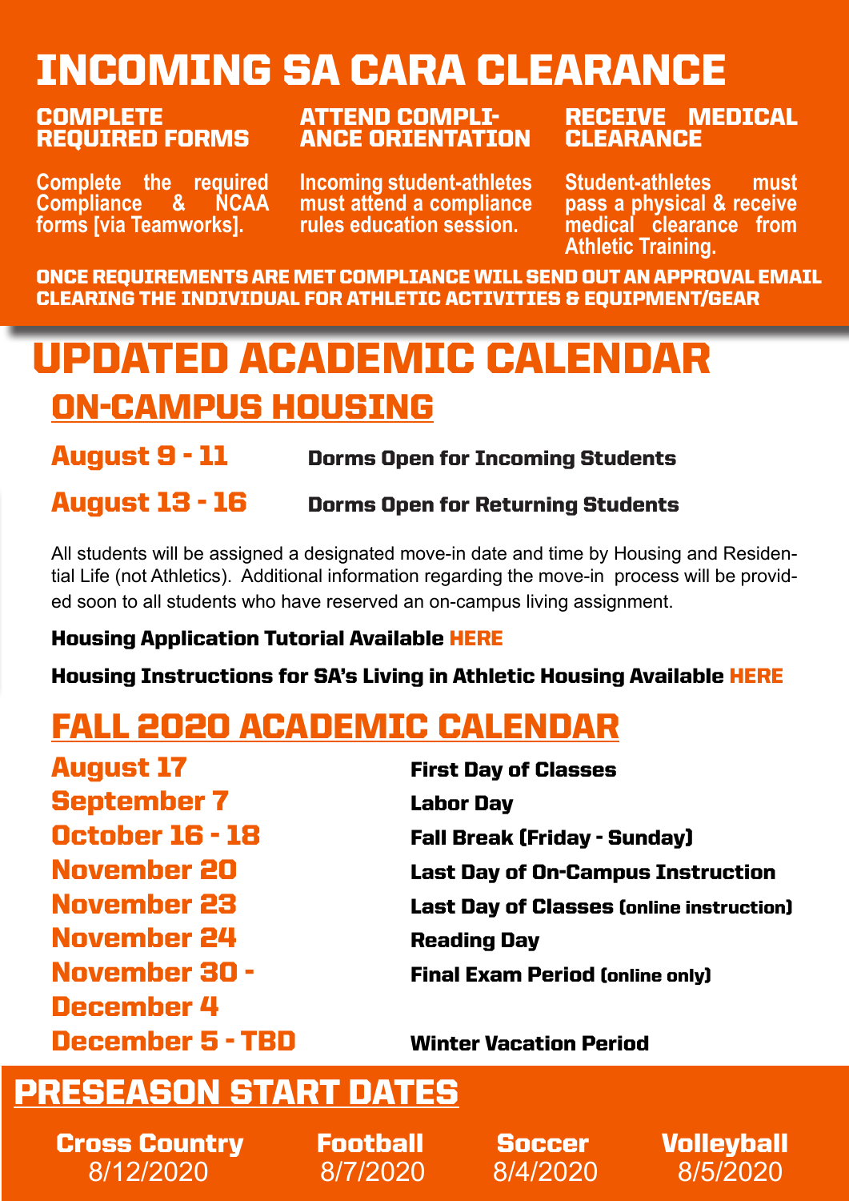# INCOMING SA CARA CLEARANCE

### COMPLETE REQUIRED FORMS

Complete the required Compliance & NCAA forms [via Teamworks].

### ATTEND COMPLIANCE ORIENTATION

Incoming student-athletes must attend a compliance rules education session.

### RECEIVE MEDICAL CLEARANCE

Student-athletes must pass a physical & receive medical clearance from Athletic Training.

**ONCE REQUIREMENTS ARE MET COMPLIANCE WILL SEND OUT AN APPROVAL EMAIL CLEARING THE INDIVIDUAL FOR ATHLETIC ACTIVITIES & EQUIPMENT/GEAR**

# UPDATED ACADEMIC CALENDAR

## ON-CAMPUS HOUSING

| | |
|---|---|
| **August 9 - 11** | **Dorms Open for Incoming Students** |
| **August 13 - 16** | **Dorms Open for Returning Students** |

All students will be assigned a designated move-in date and time by Housing and Residential Life (not Athletics). Additional information regarding the move-in process will be provided soon to all students who have reserved an on-campus living assignment.

**Housing Application Tutorial Available HERE**

**Housing Instructions for SA's Living in Athletic Housing Available HERE**

## FALL 2020 ACADEMIC CALENDAR

| | |
|---|---|
| **August 17** | **First Day of Classes** |
| **September 7** | **Labor Day** |
| **October 16 - 18** | **Fall Break (Friday - Sunday)** |
| **November 20** | **Last Day of On-Campus Instruction** |
| **November 23** | **Last Day of Classes (online instruction)** |
| **November 24** | **Reading Day** |
| **November 30 - December 4** | **Final Exam Period (online only)** |
| **December 5 - TBD** | **Winter Vacation Period** |

## PRESEASON START DATES

| Cross Country | Football | Soccer | Volleyball |
|---|---|---|---|
| 8/12/2020 | 8/7/2020 | 8/4/2020 | 8/5/2020 |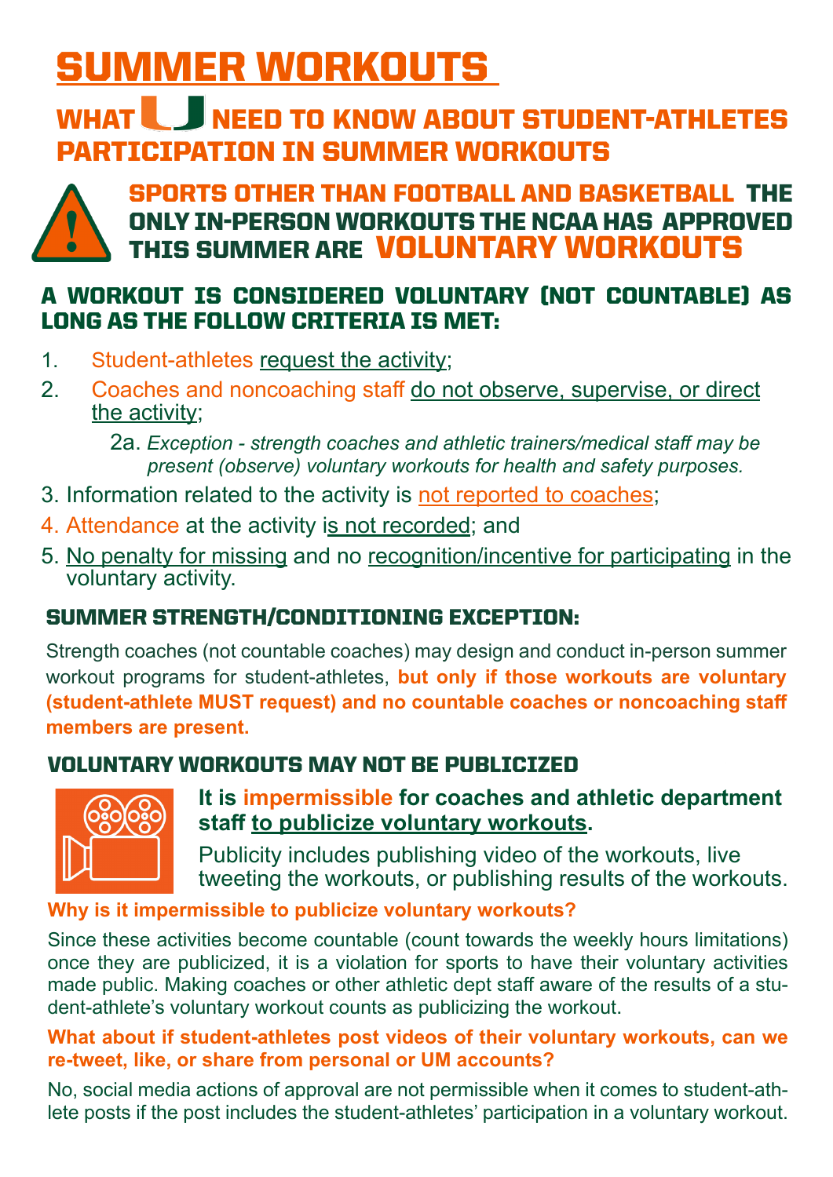# SUMMER WORKOUTS

## WHAT U NEED TO KNOW ABOUT STUDENT-ATHLETES PARTICIPATION IN SUMMER WORKOUTS

**SPORTS OTHER THAN FOOTBALL AND BASKETBALL THE ONLY IN-PERSON WORKOUTS THE NCAA HAS APPROVED THIS SUMMER ARE VOLUNTARY WORKOUTS**

### A WORKOUT IS CONSIDERED VOLUNTARY (NOT COUNTABLE) AS LONG AS THE FOLLOW CRITERIA IS MET:

1. Student-athletes request the activity;
2. Coaches and noncoaching staff do not observe, supervise, or direct the activity;
   - 2a. *Exception - strength coaches and athletic trainers/medical staff may be present (observe) voluntary workouts for health and safety purposes.*
3. Information related to the activity is not reported to coaches;
4. Attendance at the activity is not recorded; and
5. No penalty for missing and no recognition/incentive for participating in the voluntary activity.

### SUMMER STRENGTH/CONDITIONING EXCEPTION:

Strength coaches (not countable coaches) may design and conduct in-person summer workout programs for student-athletes, **but only if those workouts are voluntary (student-athlete MUST request) and no countable coaches or noncoaching staff members are present.**

### VOLUNTARY WORKOUTS MAY NOT BE PUBLICIZED

**It is impermissible for coaches and athletic department staff to publicize voluntary workouts.**

Publicity includes publishing video of the workouts, live tweeting the workouts, or publishing results of the workouts.

**Why is it impermissible to publicize voluntary workouts?**

Since these activities become countable (count towards the weekly hours limitations) once they are publicized, it is a violation for sports to have their voluntary activities made public. Making coaches or other athletic dept staff aware of the results of a student-athlete's voluntary workout counts as publicizing the workout.

**What about if student-athletes post videos of their voluntary workouts, can we re-tweet, like, or share from personal or UM accounts?**

No, social media actions of approval are not permissible when it comes to student-athlete posts if the post includes the student-athletes' participation in a voluntary workout.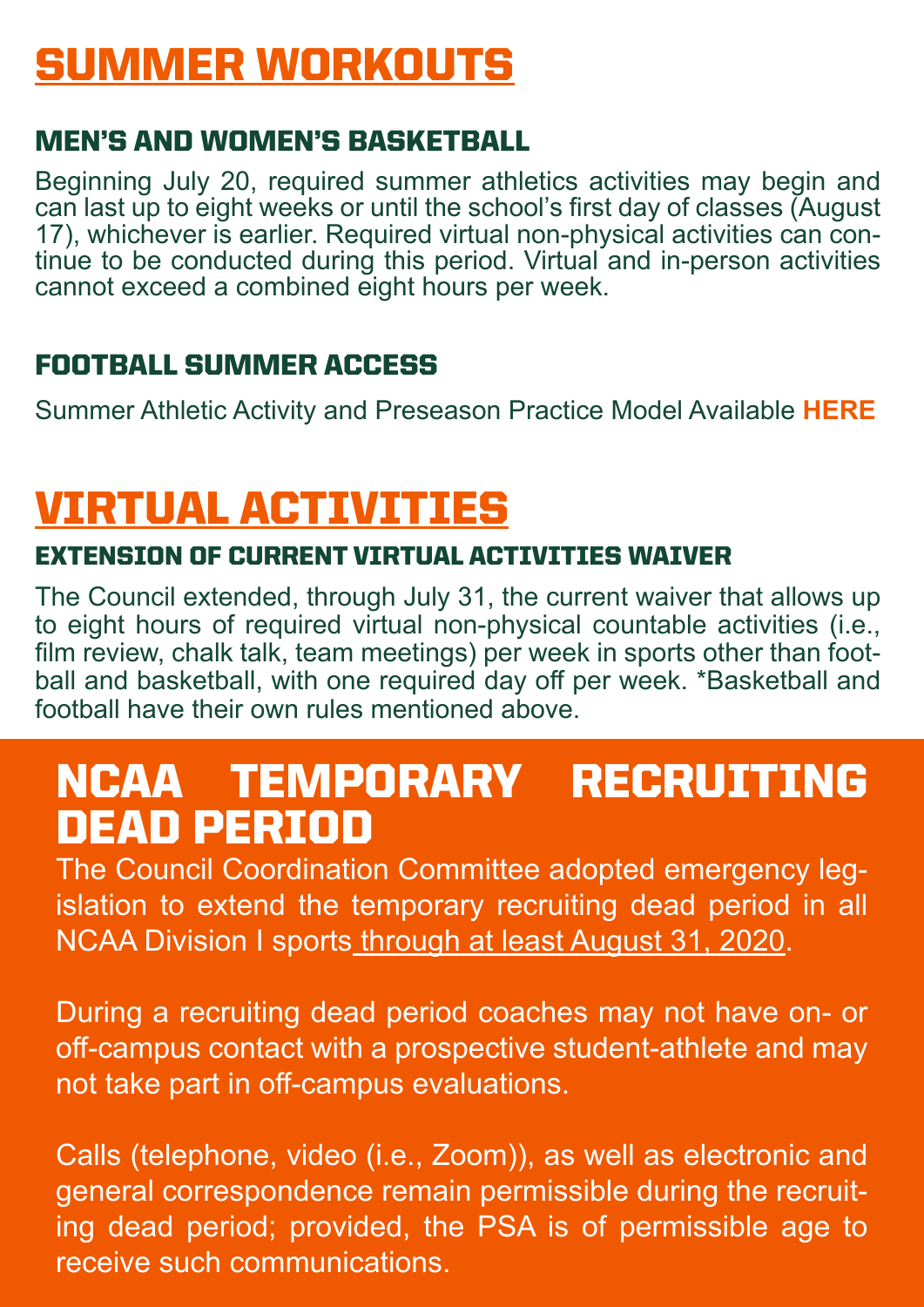# SUMMER WORKOUTS

### MEN'S AND WOMEN'S BASKETBALL

Beginning July 20, required summer athletics activities may begin and can last up to eight weeks or until the school's first day of classes (August 17), whichever is earlier. Required virtual non-physical activities can continue to be conducted during this period. Virtual and in-person activities cannot exceed a combined eight hours per week.

### FOOTBALL SUMMER ACCESS

Summer Athletic Activity and Preseason Practice Model Available **HERE**

# VIRTUAL ACTIVITIES

### EXTENSION OF CURRENT VIRTUAL ACTIVITIES WAIVER

The Council extended, through July 31, the current waiver that allows up to eight hours of required virtual non-physical countable activities (i.e., film review, chalk talk, team meetings) per week in sports other than football and basketball, with one required day off per week. *Basketball and football have their own rules mentioned above.

# NCAA TEMPORARY RECRUITING DEAD PERIOD

The Council Coordination Committee adopted emergency legislation to extend the temporary recruiting dead period in all NCAA Division I sports through at least August 31, 2020.

During a recruiting dead period coaches may not have on- or off-campus contact with a prospective student-athlete and may not take part in off-campus evaluations.

Calls (telephone, video (i.e., Zoom)), as well as electronic and general correspondence remain permissible during the recruiting dead period; provided, the PSA is of permissible age to receive such communications.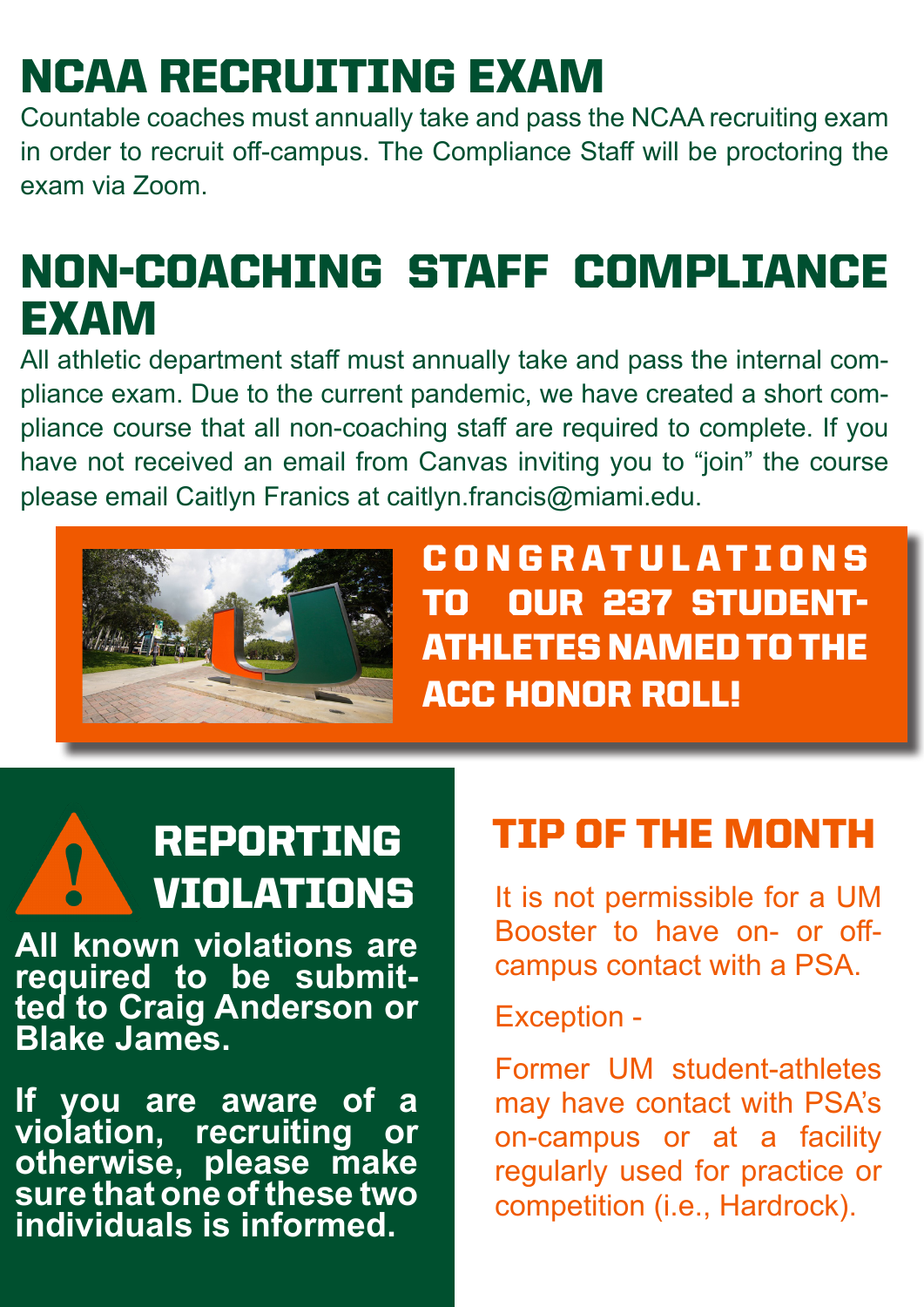# NCAA RECRUITING EXAM

Countable coaches must annually take and pass the NCAA recruiting exam in order to recruit off-campus. The Compliance Staff will be proctoring the exam via Zoom.

# NON-COACHING STAFF COMPLIANCE EXAM

All athletic department staff must annually take and pass the internal compliance exam. Due to the current pandemic, we have created a short compliance course that all non-coaching staff are required to complete. If you have not received an email from Canvas inviting you to "join" the course please email Caitlyn Franics at caitlyn.francis@miami.edu.

## CONGRATULATIONS TO OUR 237 STUDENT-ATHLETES NAMED TO THE ACC HONOR ROLL!

## REPORTING VIOLATIONS

**All known violations are required to be submitted to Craig Anderson or Blake James.**

**If you are aware of a violation, recruiting or otherwise, please make sure that one of these two individuals is informed.**

## TIP OF THE MONTH

It is not permissible for a UM Booster to have on- or off-campus contact with a PSA.

Exception -

Former UM student-athletes may have contact with PSA's on-campus or at a facility regularly used for practice or competition (i.e., Hardrock).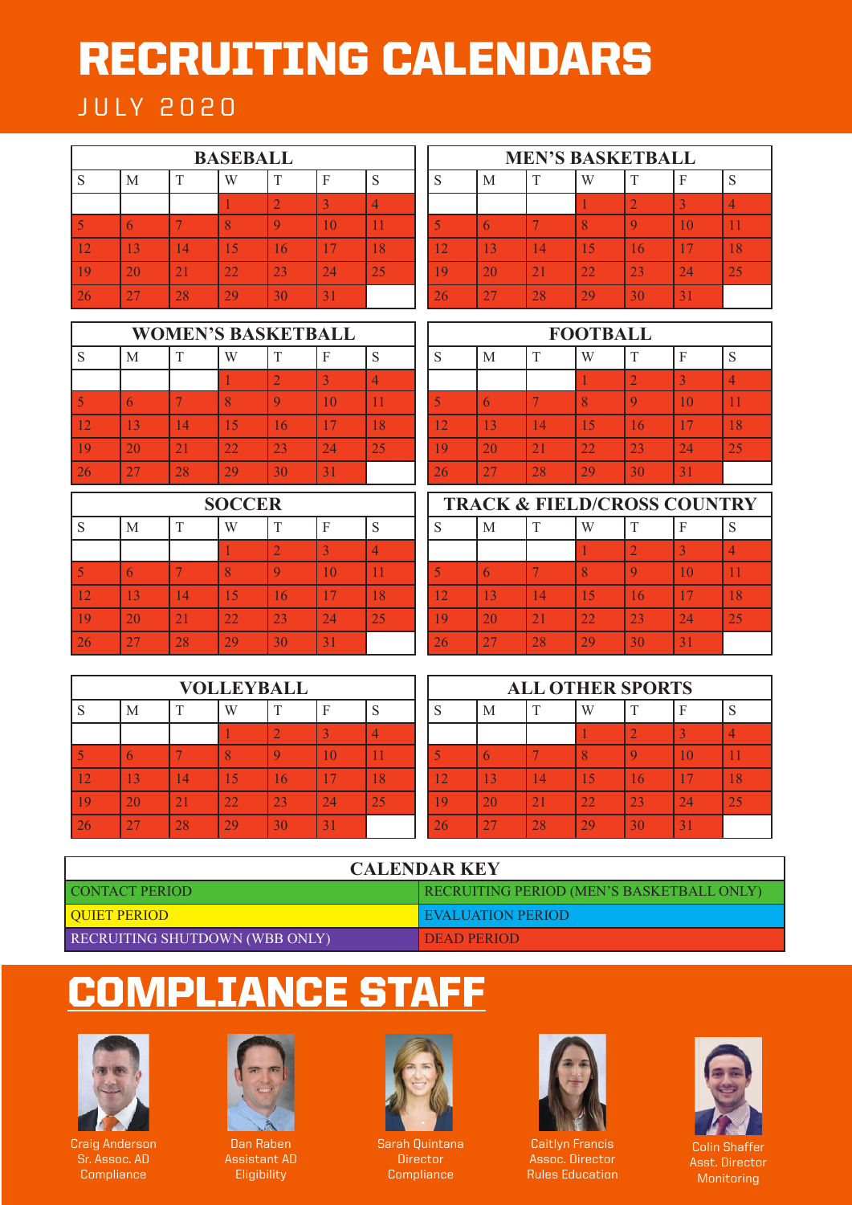# RECRUITING CALENDARS

JULY 2020

| BASEBALL | | | | | | |
|---|---|---|---|---|---|---|
| S | M | T | W | T | F | S |
| | | | 1 | 2 | 3 | 4 |
| 5 | 6 | 7 | 8 | 9 | 10 | 11 |
| 12 | 13 | 14 | 15 | 16 | 17 | 18 |
| 19 | 20 | 21 | 22 | 23 | 24 | 25 |
| 26 | 27 | 28 | 29 | 30 | 31 | |

| MEN'S BASKETBALL | | | | | | |
|---|---|---|---|---|---|---|
| S | M | T | W | T | F | S |
| | | | 1 | 2 | 3 | 4 |
| 5 | 6 | 7 | 8 | 9 | 10 | 11 |
| 12 | 13 | 14 | 15 | 16 | 17 | 18 |
| 19 | 20 | 21 | 22 | 23 | 24 | 25 |
| 26 | 27 | 28 | 29 | 30 | 31 | |

| WOMEN'S BASKETBALL | | | | | | |
|---|---|---|---|---|---|---|
| S | M | T | W | T | F | S |
| | | | 1 | 2 | 3 | 4 |
| 5 | 6 | 7 | 8 | 9 | 10 | 11 |
| 12 | 13 | 14 | 15 | 16 | 17 | 18 |
| 19 | 20 | 21 | 22 | 23 | 24 | 25 |
| 26 | 27 | 28 | 29 | 30 | 31 | |

| FOOTBALL | | | | | | |
|---|---|---|---|---|---|---|
| S | M | T | W | T | F | S |
| | | | 1 | 2 | 3 | 4 |
| 5 | 6 | 7 | 8 | 9 | 10 | 11 |
| 12 | 13 | 14 | 15 | 16 | 17 | 18 |
| 19 | 20 | 21 | 22 | 23 | 24 | 25 |
| 26 | 27 | 28 | 29 | 30 | 31 | |

| SOCCER | | | | | | |
|---|---|---|---|---|---|---|
| S | M | T | W | T | F | S |
| | | | 1 | 2 | 3 | 4 |
| 5 | 6 | 7 | 8 | 9 | 10 | 11 |
| 12 | 13 | 14 | 15 | 16 | 17 | 18 |
| 19 | 20 | 21 | 22 | 23 | 24 | 25 |
| 26 | 27 | 28 | 29 | 30 | 31 | |

| TRACK & FIELD/CROSS COUNTRY | | | | | | |
|---|---|---|---|---|---|---|
| S | M | T | W | T | F | S |
| | | | 1 | 2 | 3 | 4 |
| 5 | 6 | 7 | 8 | 9 | 10 | 11 |
| 12 | 13 | 14 | 15 | 16 | 17 | 18 |
| 19 | 20 | 21 | 22 | 23 | 24 | 25 |
| 26 | 27 | 28 | 29 | 30 | 31 | |

| VOLLEYBALL | | | | | | |
|---|---|---|---|---|---|---|
| S | M | T | W | T | F | S |
| | | | 1 | 2 | 3 | 4 |
| 5 | 6 | 7 | 8 | 9 | 10 | 11 |
| 12 | 13 | 14 | 15 | 16 | 17 | 18 |
| 19 | 20 | 21 | 22 | 23 | 24 | 25 |
| 26 | 27 | 28 | 29 | 30 | 31 | |

| ALL OTHER SPORTS | | | | | | |
|---|---|---|---|---|---|---|
| S | M | T | W | T | F | S |
| | | | 1 | 2 | 3 | 4 |
| 5 | 6 | 7 | 8 | 9 | 10 | 11 |
| 12 | 13 | 14 | 15 | 16 | 17 | 18 |
| 19 | 20 | 21 | 22 | 23 | 24 | 25 |
| 26 | 27 | 28 | 29 | 30 | 31 | |

| CALENDAR KEY | |
|---|---|
| CONTACT PERIOD | RECRUITING PERIOD (MEN'S BASKETBALL ONLY) |
| QUIET PERIOD | EVALUATION PERIOD |
| RECRUITING SHUTDOWN (WBB ONLY) | DEAD PERIOD |

# COMPLIANCE STAFF

Craig Anderson
Sr. Assoc. AD
Compliance

Dan Raben
Assistant AD
Eligibility

Sarah Quintana
Director
Compliance

Caitlyn Francis
Assoc. Director
Rules Education

Colin Shaffer
Asst. Director
Monitoring